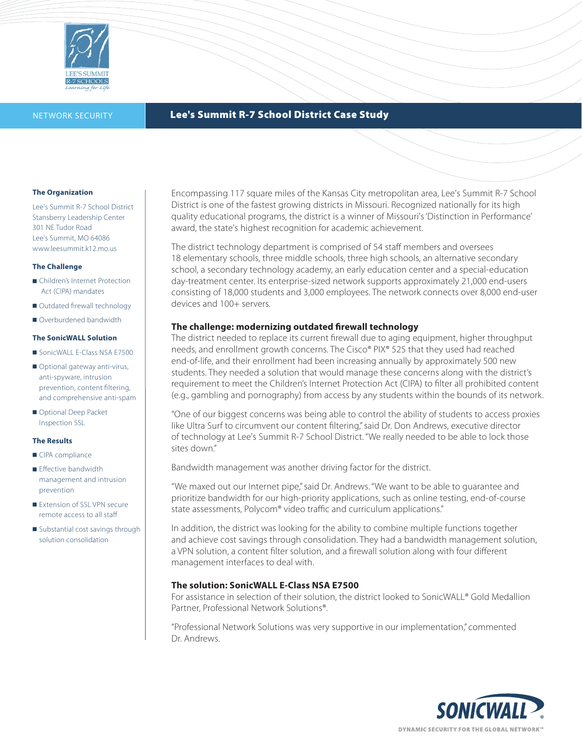NETWORK SECURITY

# Lee's Summit R-7 School District Case Study

### The Organization

Lee's Summit R-7 School District
Stansberry Leadership Center
301 NE Tudor Road
Lee's Summit, MO 64086
www.leesummit.k12.mo.us

### The Challenge

- Children's Internet Protection Act (CIPA) mandates
- Outdated firewall technology
- Overburdened bandwidth

### The SonicWALL Solution

- SonicWALL E-Class NSA E7500
- Optional gateway anti-virus, anti-spyware, intrusion prevention, content filtering, and comprehensive anti-spam
- Optional Deep Packet Inspection SSL

### The Results

- CIPA compliance
- Effective bandwidth management and intrusion prevention
- Extension of SSL VPN secure remote access to all staff
- Substantial cost savings through solution consolidation

Encompassing 117 square miles of the Kansas City metropolitan area, Lee's Summit R-7 School District is one of the fastest growing districts in Missouri. Recognized nationally for its high quality educational programs, the district is a winner of Missouri's 'Distinction in Performance' award, the state's highest recognition for academic achievement.

The district technology department is comprised of 54 staff members and oversees 18 elementary schools, three middle schools, three high schools, an alternative secondary school, a secondary technology academy, an early education center and a special-education day-treatment center. Its enterprise-sized network supports approximately 21,000 end-users consisting of 18,000 students and 3,000 employees. The network connects over 8,000 end-user devices and 100+ servers.

**The challenge: modernizing outdated firewall technology**

The district needed to replace its current firewall due to aging equipment, higher throughput needs, and enrollment growth concerns. The Cisco® PIX® 525 that they used had reached end-of-life, and their enrollment had been increasing annually by approximately 500 new students. They needed a solution that would manage these concerns along with the district's requirement to meet the Children's Internet Protection Act (CIPA) to filter all prohibited content (e.g., gambling and pornography) from access by any students within the bounds of its network.

"One of our biggest concerns was being able to control the ability of students to access proxies like Ultra Surf to circumvent our content filtering," said Dr. Don Andrews, executive director of technology at Lee's Summit R-7 School District. "We really needed to be able to lock those sites down."

Bandwidth management was another driving factor for the district.

"We maxed out our Internet pipe," said Dr. Andrews. "We want to be able to guarantee and prioritize bandwidth for our high-priority applications, such as online testing, end-of-course state assessments, Polycom® video traffic and curriculum applications."

In addition, the district was looking for the ability to combine multiple functions together and achieve cost savings through consolidation. They had a bandwidth management solution, a VPN solution, a content filter solution, and a firewall solution along with four different management interfaces to deal with.

**The solution: SonicWALL E-Class NSA E7500**

For assistance in selection of their solution, the district looked to SonicWALL® Gold Medallion Partner, Professional Network Solutions®.

"Professional Network Solutions was very supportive in our implementation," commented Dr. Andrews.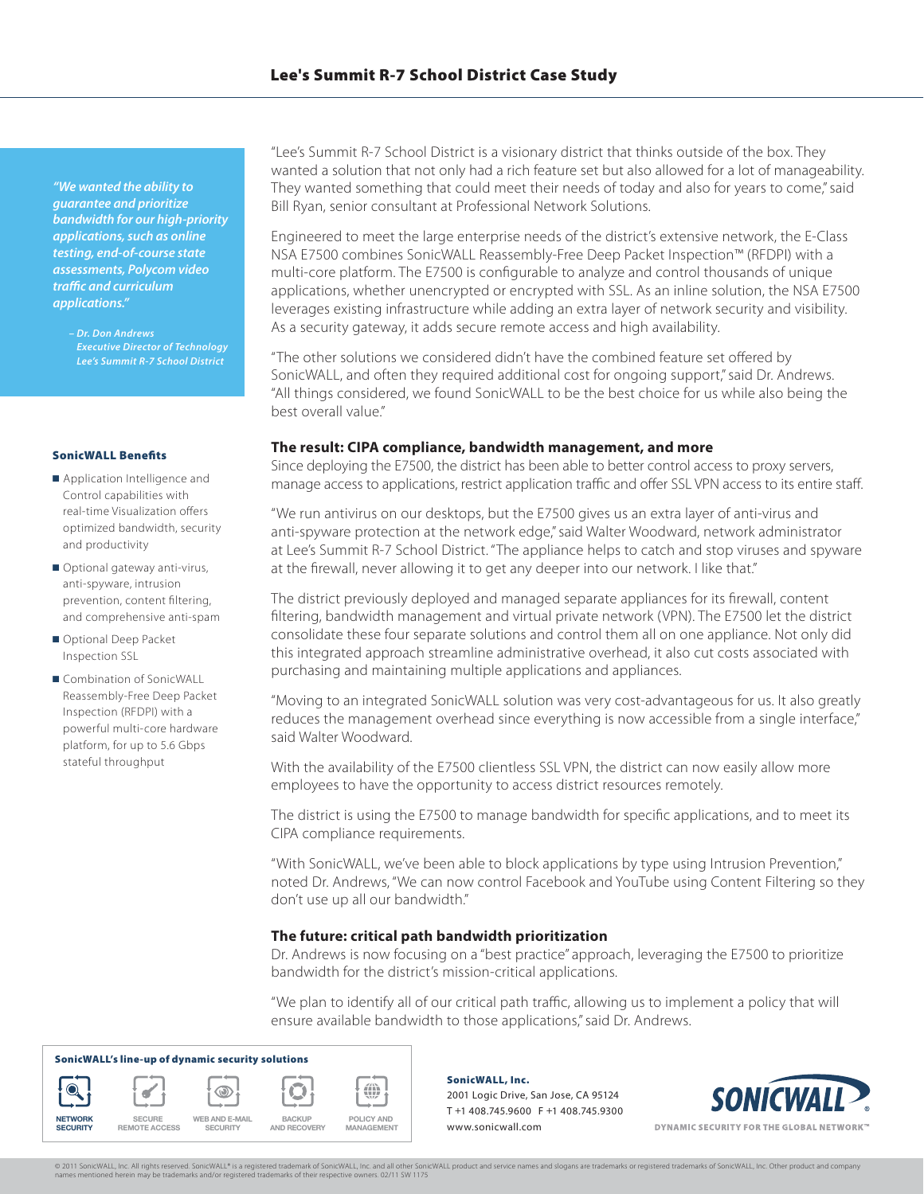# Lee's Summit R-7 School District Case Study

*"We wanted the ability to guarantee and prioritize bandwidth for our high-priority applications, such as online testing, end-of-course state assessments, Polycom video traffic and curriculum applications."*

*– Dr. Don Andrews*
*Executive Director of Technology*
*Lee's Summit R-7 School District*

### SonicWALL Benefits

- Application Intelligence and Control capabilities with real-time Visualization offers optimized bandwidth, security and productivity
- Optional gateway anti-virus, anti-spyware, intrusion prevention, content filtering, and comprehensive anti-spam
- Optional Deep Packet Inspection SSL
- Combination of SonicWALL Reassembly-Free Deep Packet Inspection (RFDPI) with a powerful multi-core hardware platform, for up to 5.6 Gbps stateful throughput

"Lee's Summit R-7 School District is a visionary district that thinks outside of the box. They wanted a solution that not only had a rich feature set but also allowed for a lot of manageability. They wanted something that could meet their needs of today and also for years to come," said Bill Ryan, senior consultant at Professional Network Solutions.

Engineered to meet the large enterprise needs of the district's extensive network, the E-Class NSA E7500 combines SonicWALL Reassembly-Free Deep Packet Inspection™ (RFDPI) with a multi-core platform. The E7500 is configurable to analyze and control thousands of unique applications, whether unencrypted or encrypted with SSL. As an inline solution, the NSA E7500 leverages existing infrastructure while adding an extra layer of network security and visibility. As a security gateway, it adds secure remote access and high availability.

"The other solutions we considered didn't have the combined feature set offered by SonicWALL, and often they required additional cost for ongoing support," said Dr. Andrews. "All things considered, we found SonicWALL to be the best choice for us while also being the best overall value."

### The result: CIPA compliance, bandwidth management, and more

Since deploying the E7500, the district has been able to better control access to proxy servers, manage access to applications, restrict application traffic and offer SSL VPN access to its entire staff.

"We run antivirus on our desktops, but the E7500 gives us an extra layer of anti-virus and anti-spyware protection at the network edge," said Walter Woodward, network administrator at Lee's Summit R-7 School District. "The appliance helps to catch and stop viruses and spyware at the firewall, never allowing it to get any deeper into our network. I like that."

The district previously deployed and managed separate appliances for its firewall, content filtering, bandwidth management and virtual private network (VPN). The E7500 let the district consolidate these four separate solutions and control them all on one appliance. Not only did this integrated approach streamline administrative overhead, it also cut costs associated with purchasing and maintaining multiple applications and appliances.

"Moving to an integrated SonicWALL solution was very cost-advantageous for us. It also greatly reduces the management overhead since everything is now accessible from a single interface," said Walter Woodward.

With the availability of the E7500 clientless SSL VPN, the district can now easily allow more employees to have the opportunity to access district resources remotely.

The district is using the E7500 to manage bandwidth for specific applications, and to meet its CIPA compliance requirements.

"With SonicWALL, we've been able to block applications by type using Intrusion Prevention," noted Dr. Andrews, "We can now control Facebook and YouTube using Content Filtering so they don't use up all our bandwidth."

### The future: critical path bandwidth prioritization

Dr. Andrews is now focusing on a "best practice" approach, leveraging the E7500 to prioritize bandwidth for the district's mission-critical applications.

"We plan to identify all of our critical path traffic, allowing us to implement a policy that will ensure available bandwidth to those applications," said Dr. Andrews.

**SonicWALL's line-up of dynamic security solutions**

NETWORK SECURITY
SECURE REMOTE ACCESS
WEB AND E-MAIL SECURITY
BACKUP AND RECOVERY
POLICY AND MANAGEMENT

**SonicWALL, Inc.**
2001 Logic Drive, San Jose, CA 95124
T +1 408.745.9600 F +1 408.745.9300
www.sonicwall.com

SONICWALL®
DYNAMIC SECURITY FOR THE GLOBAL NETWORK™

© 2011 SonicWALL, Inc. All rights reserved. SonicWALL® is a registered trademark of SonicWALL, Inc. and all other SonicWALL product and service names and slogans are trademarks or registered trademarks of SonicWALL, Inc. Other product and company names mentioned herein may be trademarks and/or registered trademarks of their respective owners. 02/11 SW 1175